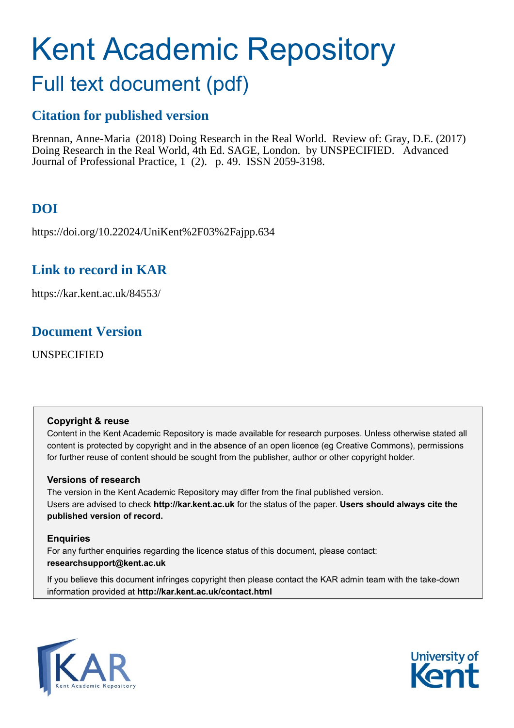# Kent Academic Repository

## Full text document (pdf)

### Citation for published version

Brennan, Anne-Maria (2018) Doing Research in the Real World. Review of: Gray, D.E. (2017) Doing Research in the Real World, 4th Ed. SAGE, London. by UNSPECIFIED. Advanced Journal of Professional Practice, 1 (2). p. 49. ISSN 2059-3198.

### DOI

https://doi.org/10.22024/UniKent%2F03%2Fajpp.634

### Link to record in KAR

https://kar.kent.ac.uk/84553/

### Document Version

UNSPECIFIED

**Copyright & reuse**

Content in the Kent Academic Repository is made available for research purposes. Unless otherwise stated all content is protected by copyright and in the absence of an open licence (eg Creative Commons), permissions for further reuse of content should be sought from the publisher, author or other copyright holder.

**Versions of research**

The version in the Kent Academic Repository may differ from the final published version. Users are advised to check **http://kar.kent.ac.uk** for the status of the paper. **Users should always cite the published version of record.**

**Enquiries**

For any further enquiries regarding the licence status of this document, please contact: **researchsupport@kent.ac.uk**

If you believe this document infringes copyright then please contact the KAR admin team with the take-down information provided at **http://kar.kent.ac.uk/contact.html**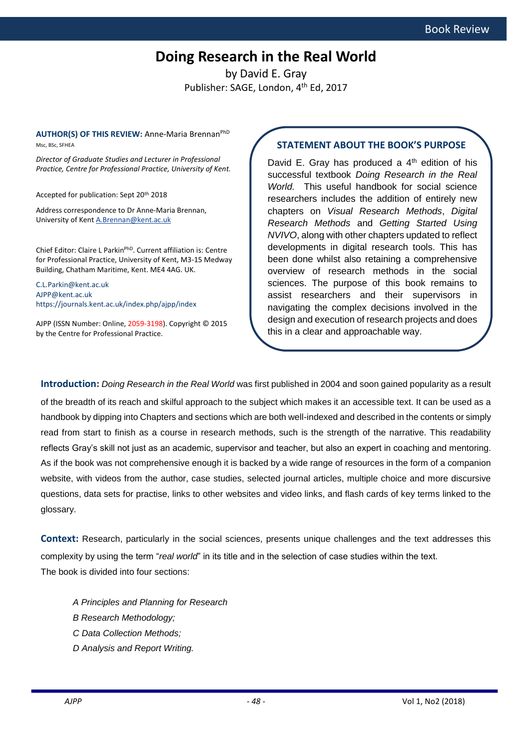Book Review

# Doing Research in the Real World

by David E. Gray

Publisher: SAGE, London, 4th Ed, 2017

**AUTHOR(S) OF THIS REVIEW:** Anne-Maria Brennan[PhD]

Msc, BSc, SFHEA

*Director of Graduate Studies and Lecturer in Professional Practice, Centre for Professional Practice, University of Kent.*

Accepted for publication: Sept 20th 2018

Address correspondence to Dr Anne-Maria Brennan, University of Kent A.Brennan@kent.ac.uk

Chief Editor: Claire L Parkin[PhD]. Current affiliation is: Centre for Professional Practice, University of Kent, M3-15 Medway Building, Chatham Maritime, Kent. ME4 4AG. UK.

C.L.Parkin@kent.ac.uk
AJPP@kent.ac.uk
https://journals.kent.ac.uk/index.php/ajpp/index

AJPP (ISSN Number: Online, 2059-3198). Copyright © 2015 by the Centre for Professional Practice.

## STATEMENT ABOUT THE BOOK'S PURPOSE

David E. Gray has produced a 4th edition of his successful textbook *Doing Research in the Real World.* This useful handbook for social science researchers includes the addition of entirely new chapters on *Visual Research Methods*, *Digital Research Methods* and *Getting Started Using NVIVO*, along with other chapters updated to reflect developments in digital research tools. This has been done whilst also retaining a comprehensive overview of research methods in the social sciences. The purpose of this book remains to assist researchers and their supervisors in navigating the complex decisions involved in the design and execution of research projects and does this in a clear and approachable way.

**Introduction:** *Doing Research in the Real World* was first published in 2004 and soon gained popularity as a result of the breadth of its reach and skilful approach to the subject which makes it an accessible text. It can be used as a handbook by dipping into Chapters and sections which are both well-indexed and described in the contents or simply read from start to finish as a course in research methods, such is the strength of the narrative. This readability reflects Gray's skill not just as an academic, supervisor and teacher, but also an expert in coaching and mentoring. As if the book was not comprehensive enough it is backed by a wide range of resources in the form of a companion website, with videos from the author, case studies, selected journal articles, multiple choice and more discursive questions, data sets for practise, links to other websites and video links, and flash cards of key terms linked to the glossary.

**Context:** Research, particularly in the social sciences, presents unique challenges and the text addresses this complexity by using the term "*real world*" in its title and in the selection of case studies within the text.

The book is divided into four sections:

*A Principles and Planning for Research*
*B Research Methodology;*
*C Data Collection Methods;*
*D Analysis and Report Writing.*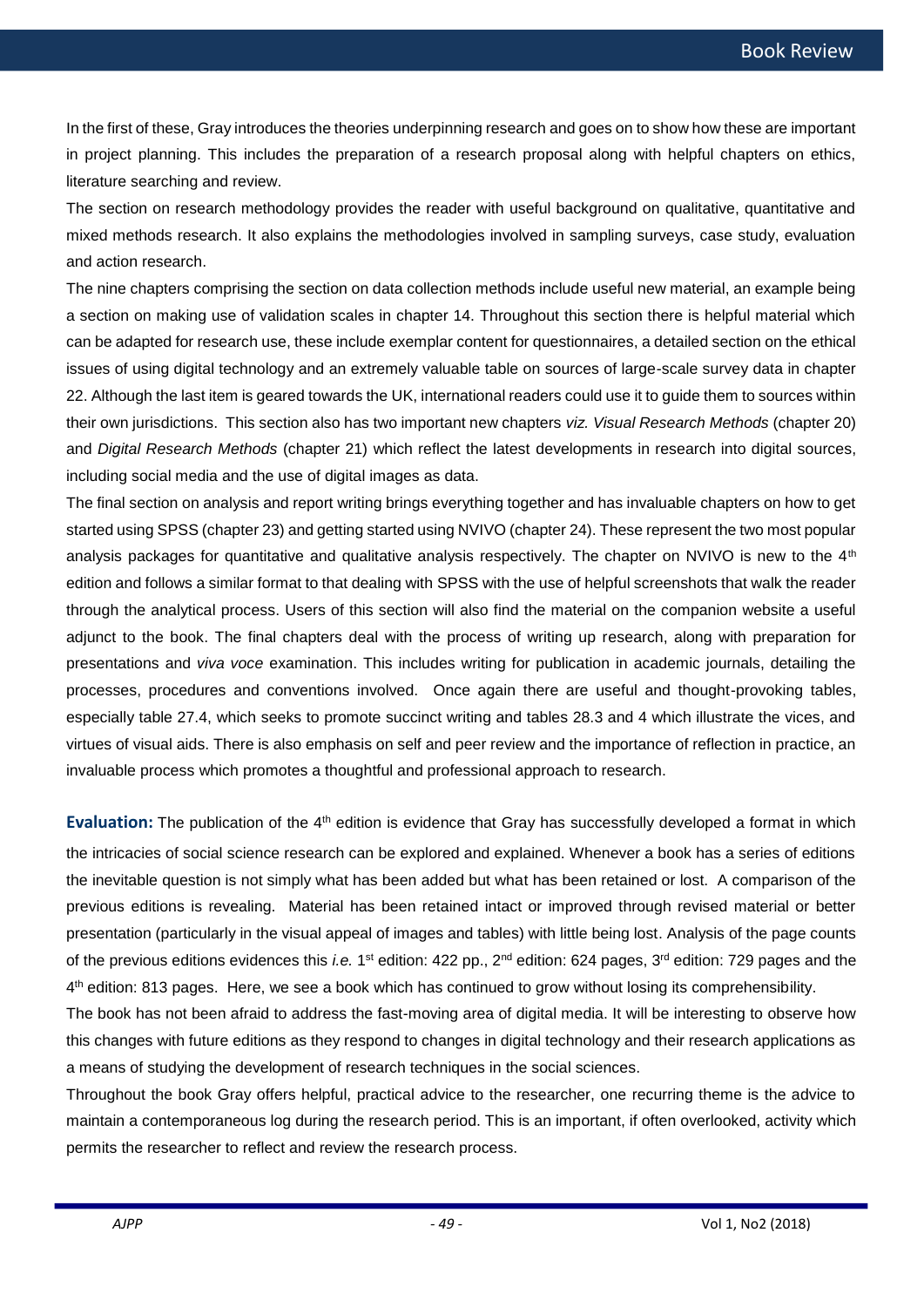In the first of these, Gray introduces the theories underpinning research and goes on to show how these are important in project planning. This includes the preparation of a research proposal along with helpful chapters on ethics, literature searching and review.

The section on research methodology provides the reader with useful background on qualitative, quantitative and mixed methods research. It also explains the methodologies involved in sampling surveys, case study, evaluation and action research.

The nine chapters comprising the section on data collection methods include useful new material, an example being a section on making use of validation scales in chapter 14. Throughout this section there is helpful material which can be adapted for research use, these include exemplar content for questionnaires, a detailed section on the ethical issues of using digital technology and an extremely valuable table on sources of large-scale survey data in chapter 22. Although the last item is geared towards the UK, international readers could use it to guide them to sources within their own jurisdictions. This section also has two important new chapters *viz. Visual Research Methods* (chapter 20) and *Digital Research Methods* (chapter 21) which reflect the latest developments in research into digital sources, including social media and the use of digital images as data.

The final section on analysis and report writing brings everything together and has invaluable chapters on how to get started using SPSS (chapter 23) and getting started using NVIVO (chapter 24). These represent the two most popular analysis packages for quantitative and qualitative analysis respectively. The chapter on NVIVO is new to the 4th edition and follows a similar format to that dealing with SPSS with the use of helpful screenshots that walk the reader through the analytical process. Users of this section will also find the material on the companion website a useful adjunct to the book. The final chapters deal with the process of writing up research, along with preparation for presentations and *viva voce* examination. This includes writing for publication in academic journals, detailing the processes, procedures and conventions involved. Once again there are useful and thought-provoking tables, especially table 27.4, which seeks to promote succinct writing and tables 28.3 and 4 which illustrate the vices, and virtues of visual aids. There is also emphasis on self and peer review and the importance of reflection in practice, an invaluable process which promotes a thoughtful and professional approach to research.

**Evaluation:** The publication of the 4th edition is evidence that Gray has successfully developed a format in which the intricacies of social science research can be explored and explained. Whenever a book has a series of editions the inevitable question is not simply what has been added but what has been retained or lost. A comparison of the previous editions is revealing. Material has been retained intact or improved through revised material or better presentation (particularly in the visual appeal of images and tables) with little being lost. Analysis of the page counts of the previous editions evidences this *i.e.* 1st edition: 422 pp., 2nd edition: 624 pages, 3rd edition: 729 pages and the 4th edition: 813 pages. Here, we see a book which has continued to grow without losing its comprehensibility.

The book has not been afraid to address the fast-moving area of digital media. It will be interesting to observe how this changes with future editions as they respond to changes in digital technology and their research applications as a means of studying the development of research techniques in the social sciences.

Throughout the book Gray offers helpful, practical advice to the researcher, one recurring theme is the advice to maintain a contemporaneous log during the research period. This is an important, if often overlooked, activity which permits the researcher to reflect and review the research process.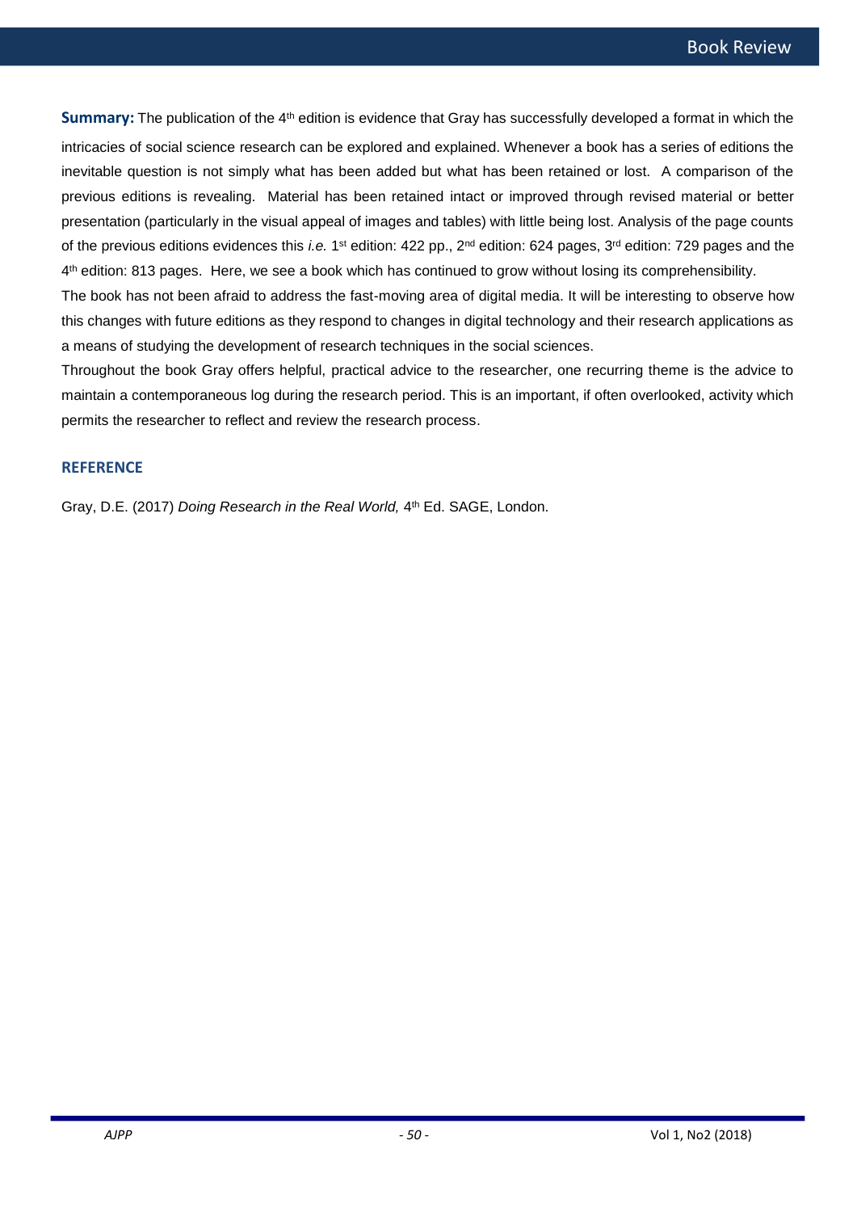**Summary:** The publication of the 4th edition is evidence that Gray has successfully developed a format in which the intricacies of social science research can be explored and explained. Whenever a book has a series of editions the inevitable question is not simply what has been added but what has been retained or lost. A comparison of the previous editions is revealing. Material has been retained intact or improved through revised material or better presentation (particularly in the visual appeal of images and tables) with little being lost. Analysis of the page counts of the previous editions evidences this *i.e.* 1st edition: 422 pp., 2nd edition: 624 pages, 3rd edition: 729 pages and the 4th edition: 813 pages. Here, we see a book which has continued to grow without losing its comprehensibility.

The book has not been afraid to address the fast-moving area of digital media. It will be interesting to observe how this changes with future editions as they respond to changes in digital technology and their research applications as a means of studying the development of research techniques in the social sciences.

Throughout the book Gray offers helpful, practical advice to the researcher, one recurring theme is the advice to maintain a contemporaneous log during the research period. This is an important, if often overlooked, activity which permits the researcher to reflect and review the research process.

## REFERENCE

Gray, D.E. (2017) *Doing Research in the Real World,* 4th Ed. SAGE, London.